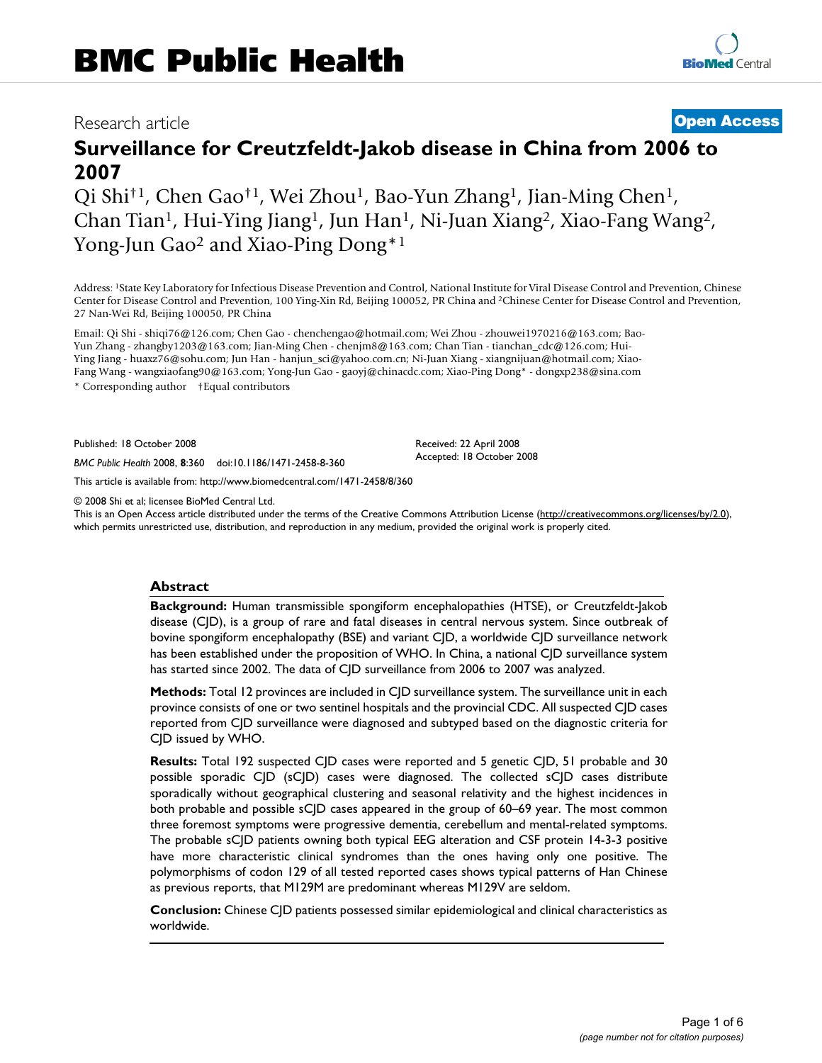Research article

**Open Access**

# Surveillance for Creutzfeldt-Jakob disease in China from 2006 to 2007

Qi Shi†[1], Chen Gao†[1], Wei Zhou[1], Bao-Yun Zhang[1], Jian-Ming Chen[1], Chan Tian[1], Hui-Ying Jiang[1], Jun Han[1], Ni-Juan Xiang[2], Xiao-Fang Wang[2], Yong-Jun Gao[2] and Xiao-Ping Dong*[1]

Address: [1]State Key Laboratory for Infectious Disease Prevention and Control, National Institute for Viral Disease Control and Prevention, Chinese Center for Disease Control and Prevention, 100 Ying-Xin Rd, Beijing 100052, PR China and [2]Chinese Center for Disease Control and Prevention, 27 Nan-Wei Rd, Beijing 100050, PR China

Email: Qi Shi - shiqi76@126.com; Chen Gao - chenchengao@hotmail.com; Wei Zhou - zhouwei1970216@163.com; Bao-Yun Zhang - zhangby1203@163.com; Jian-Ming Chen - chenjm8@163.com; Chan Tian - tianchan_cdc@126.com; Hui-Ying Jiang - huaxz76@sohu.com; Jun Han - hanjun_sci@yahoo.com.cn; Ni-Juan Xiang - xiangnijuan@hotmail.com; Xiao-Fang Wang - wangxiaofang90@163.com; Yong-Jun Gao - gaoyj@chinacdc.com; Xiao-Ping Dong* - dongxp238@sina.com

\* Corresponding author †Equal contributors

Published: 18 October 2008

*BMC Public Health* 2008, **8**:360 doi:10.1186/1471-2458-8-360

Received: 22 April 2008
Accepted: 18 October 2008

This article is available from: http://www.biomedcentral.com/1471-2458/8/360

© 2008 Shi et al; licensee BioMed Central Ltd.
This is an Open Access article distributed under the terms of the Creative Commons Attribution License (http://creativecommons.org/licenses/by/2.0), which permits unrestricted use, distribution, and reproduction in any medium, provided the original work is properly cited.

## Abstract

**Background:** Human transmissible spongiform encephalopathies (HTSE), or Creutzfeldt-Jakob disease (CJD), is a group of rare and fatal diseases in central nervous system. Since outbreak of bovine spongiform encephalopathy (BSE) and variant CJD, a worldwide CJD surveillance network has been established under the proposition of WHO. In China, a national CJD surveillance system has started since 2002. The data of CJD surveillance from 2006 to 2007 was analyzed.

**Methods:** Total 12 provinces are included in CJD surveillance system. The surveillance unit in each province consists of one or two sentinel hospitals and the provincial CDC. All suspected CJD cases reported from CJD surveillance were diagnosed and subtyped based on the diagnostic criteria for CJD issued by WHO.

**Results:** Total 192 suspected CJD cases were reported and 5 genetic CJD, 51 probable and 30 possible sporadic CJD (sCJD) cases were diagnosed. The collected sCJD cases distribute sporadically without geographical clustering and seasonal relativity and the highest incidences in both probable and possible sCJD cases appeared in the group of 60–69 year. The most common three foremost symptoms were progressive dementia, cerebellum and mental-related symptoms. The probable sCJD patients owning both typical EEG alteration and CSF protein 14-3-3 positive have more characteristic clinical syndromes than the ones having only one positive. The polymorphisms of codon 129 of all tested reported cases shows typical patterns of Han Chinese as previous reports, that M129M are predominant whereas M129V are seldom.

**Conclusion:** Chinese CJD patients possessed similar epidemiological and clinical characteristics as worldwide.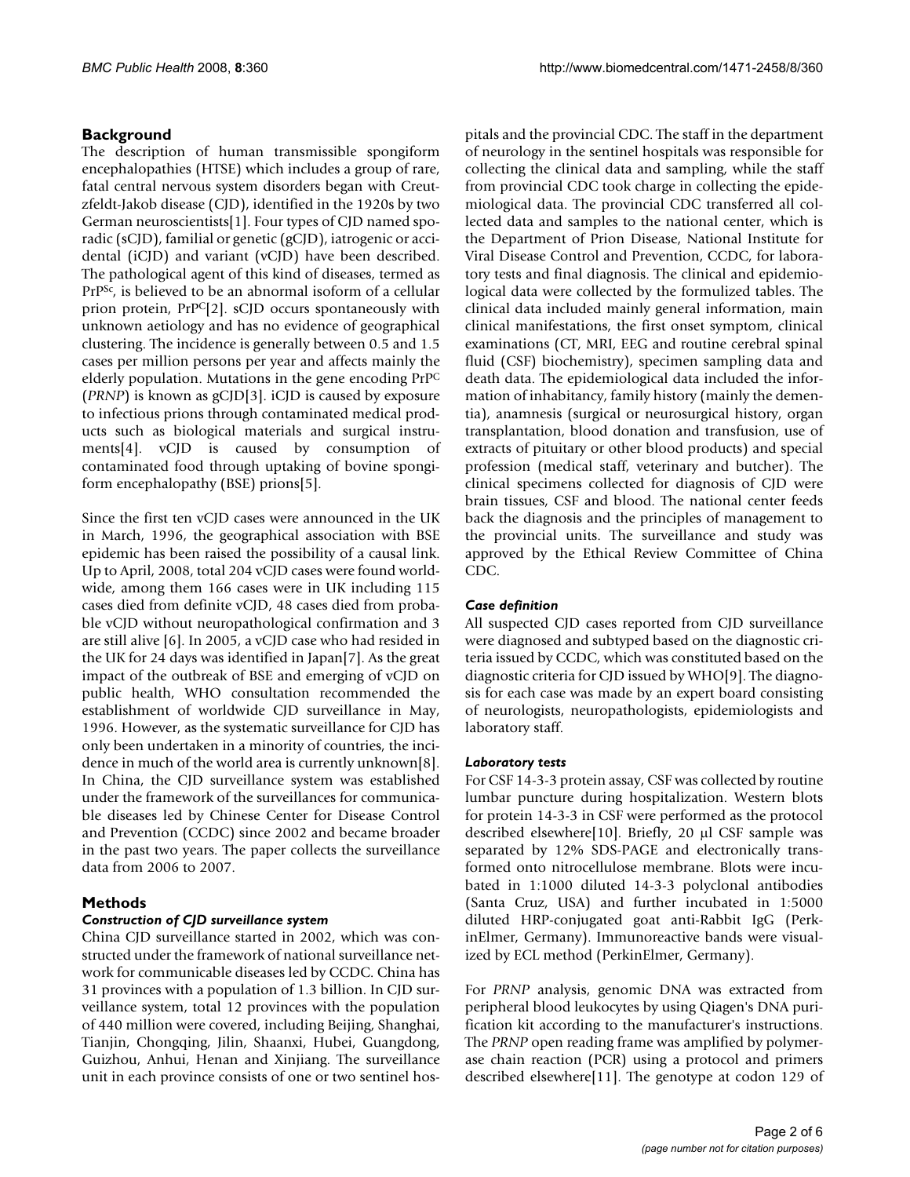## Background

The description of human transmissible spongiform encephalopathies (HTSE) which includes a group of rare, fatal central nervous system disorders began with Creutzfeldt-Jakob disease (CJD), identified in the 1920s by two German neuroscientists[1]. Four types of CJD named sporadic (sCJD), familial or genetic (gCJD), iatrogenic or accidental (iCJD) and variant (vCJD) have been described. The pathological agent of this kind of diseases, termed as $PrP^{Sc}$, is believed to be an abnormal isoform of a cellular prion protein, $PrP^{C}$[2]. sCJD occurs spontaneously with unknown aetiology and has no evidence of geographical clustering. The incidence is generally between 0.5 and 1.5 cases per million persons per year and affects mainly the elderly population. Mutations in the gene encoding $PrP^{C}$ (*PRNP*) is known as gCJD[3]. iCJD is caused by exposure to infectious prions through contaminated medical products such as biological materials and surgical instruments[4]. vCJD is caused by consumption of contaminated food through uptaking of bovine spongiform encephalopathy (BSE) prions[5].

Since the first ten vCJD cases were announced in the UK in March, 1996, the geographical association with BSE epidemic has been raised the possibility of a causal link. Up to April, 2008, total 204 vCJD cases were found worldwide, among them 166 cases were in UK including 115 cases died from definite vCJD, 48 cases died from probable vCJD without neuropathological confirmation and 3 are still alive [6]. In 2005, a vCJD case who had resided in the UK for 24 days was identified in Japan[7]. As the great impact of the outbreak of BSE and emerging of vCJD on public health, WHO consultation recommended the establishment of worldwide CJD surveillance in May, 1996. However, as the systematic surveillance for CJD has only been undertaken in a minority of countries, the incidence in much of the world area is currently unknown[8]. In China, the CJD surveillance system was established under the framework of the surveillances for communicable diseases led by Chinese Center for Disease Control and Prevention (CCDC) since 2002 and became broader in the past two years. The paper collects the surveillance data from 2006 to 2007.

## Methods

### *Construction of CJD surveillance system*

China CJD surveillance started in 2002, which was constructed under the framework of national surveillance network for communicable diseases led by CCDC. China has 31 provinces with a population of 1.3 billion. In CJD surveillance system, total 12 provinces with the population of 440 million were covered, including Beijing, Shanghai, Tianjin, Chongqing, Jilin, Shaanxi, Hubei, Guangdong, Guizhou, Anhui, Henan and Xinjiang. The surveillance unit in each province consists of one or two sentinel hospitals and the provincial CDC. The staff in the department of neurology in the sentinel hospitals was responsible for collecting the clinical data and sampling, while the staff from provincial CDC took charge in collecting the epidemiological data. The provincial CDC transferred all collected data and samples to the national center, which is the Department of Prion Disease, National Institute for Viral Disease Control and Prevention, CCDC, for laboratory tests and final diagnosis. The clinical and epidemiological data were collected by the formulized tables. The clinical data included mainly general information, main clinical manifestations, the first onset symptom, clinical examinations (CT, MRI, EEG and routine cerebral spinal fluid (CSF) biochemistry), specimen sampling data and death data. The epidemiological data included the information of inhabitancy, family history (mainly the dementia), anamnesis (surgical or neurosurgical history, organ transplantation, blood donation and transfusion, use of extracts of pituitary or other blood products) and special profession (medical staff, veterinary and butcher). The clinical specimens collected for diagnosis of CJD were brain tissues, CSF and blood. The national center feeds back the diagnosis and the principles of management to the provincial units. The surveillance and study was approved by the Ethical Review Committee of China CDC.

### *Case definition*

All suspected CJD cases reported from CJD surveillance were diagnosed and subtyped based on the diagnostic criteria issued by CCDC, which was constituted based on the diagnostic criteria for CJD issued by WHO[9]. The diagnosis for each case was made by an expert board consisting of neurologists, neuropathologists, epidemiologists and laboratory staff.

### *Laboratory tests*

For CSF 14-3-3 protein assay, CSF was collected by routine lumbar puncture during hospitalization. Western blots for protein 14-3-3 in CSF were performed as the protocol described elsewhere[10]. Briefly, 20 μl CSF sample was separated by 12% SDS-PAGE and electronically transformed onto nitrocellulose membrane. Blots were incubated in 1:1000 diluted 14-3-3 polyclonal antibodies (Santa Cruz, USA) and further incubated in 1:5000 diluted HRP-conjugated goat anti-Rabbit IgG (PerkinElmer, Germany). Immunoreactive bands were visualized by ECL method (PerkinElmer, Germany).

For *PRNP* analysis, genomic DNA was extracted from peripheral blood leukocytes by using Qiagen's DNA purification kit according to the manufacturer's instructions. The *PRNP* open reading frame was amplified by polymerase chain reaction (PCR) using a protocol and primers described elsewhere[11]. The genotype at codon 129 of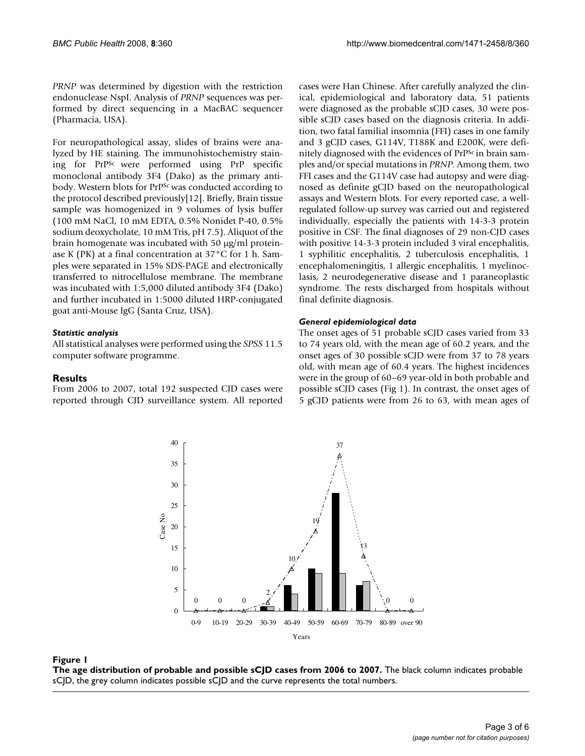*PRNP* was determined by digestion with the restriction endonuclease NspI. Analysis of *PRNP* sequences was performed by direct sequencing in a MacBAC sequencer (Pharmacia, USA).

For neuropathological assay, slides of brains were analyzed by HE staining. The immunohistochemistry staining for $PrP^{Sc}$ were performed using PrP specific monoclonal antibody 3F4 (Dako) as the primary antibody. Western blots for $PrP^{Sc}$ was conducted according to the protocol described previously[12]. Briefly, Brain tissue sample was homogenized in 9 volumes of lysis buffer (100 mM NaCl, 10 mM EDTA, 0.5% Nonidet P-40, 0.5% sodium deoxycholate, 10 mM Tris, pH 7.5). Aliquot of the brain homogenate was incubated with 50 μg/ml proteinase K (PK) at a final concentration at 37°C for 1 h. Samples were separated in 15% SDS-PAGE and electronically transferred to nitrocellulose membrane. The membrane was incubated with 1:5,000 diluted antibody 3F4 (Dako) and further incubated in 1:5000 diluted HRP-conjugated goat anti-Mouse IgG (Santa Cruz, USA).

### *Statistic analysis*

All statistical analyses were performed using the *SPSS* 11.5 computer software programme.

## Results

From 2006 to 2007, total 192 suspected CJD cases were reported through CJD surveillance system. All reported cases were Han Chinese. After carefully analyzed the clinical, epidemiological and laboratory data, 51 patients were diagnosed as the probable sCJD cases, 30 were possible sCJD cases based on the diagnosis criteria. In addition, two fatal familial insomnia (FFI) cases in one family and 3 gCJD cases, G114V, T188K and E200K, were definitely diagnosed with the evidences of $PrP^{Sc}$ in brain samples and/or special mutations in *PRNP*. Among them, two FFI cases and the G114V case had autopsy and were diagnosed as definite gCJD based on the neuropathological assays and Western blots. For every reported case, a well-regulated follow-up survey was carried out and registered individually, especially the patients with 14-3-3 protein positive in CSF. The final diagnoses of 29 non-CJD cases with positive 14-3-3 protein included 3 viral encephalitis, 1 syphilitic encephalitis, 2 tuberculosis encephalitis, 1 encephalomeningitis, 1 allergic encephalitis, 1 myelinoclasis, 2 neurodegenerative disease and 1 paraneoplastic syndrome. The rests discharged from hospitals without final definite diagnosis.

### *General epidemiological data*

The onset ages of 51 probable sCJD cases varied from 33 to 74 years old, with the mean age of 60.2 years, and the onset ages of 30 possible sCJD were from 37 to 78 years old, with mean age of 60.4 years. The highest incidences were in the group of 60–69 year-old in both probable and possible sCJD cases (Fig 1). In contrast, the onset ages of 5 gCJD patients were from 26 to 63, with mean ages of

**Figure 1**

**The age distribution of probable and possible sCJD cases from 2006 to 2007.** The black column indicates probable sCJD, the grey column indicates possible sCJD and the curve represents the total numbers.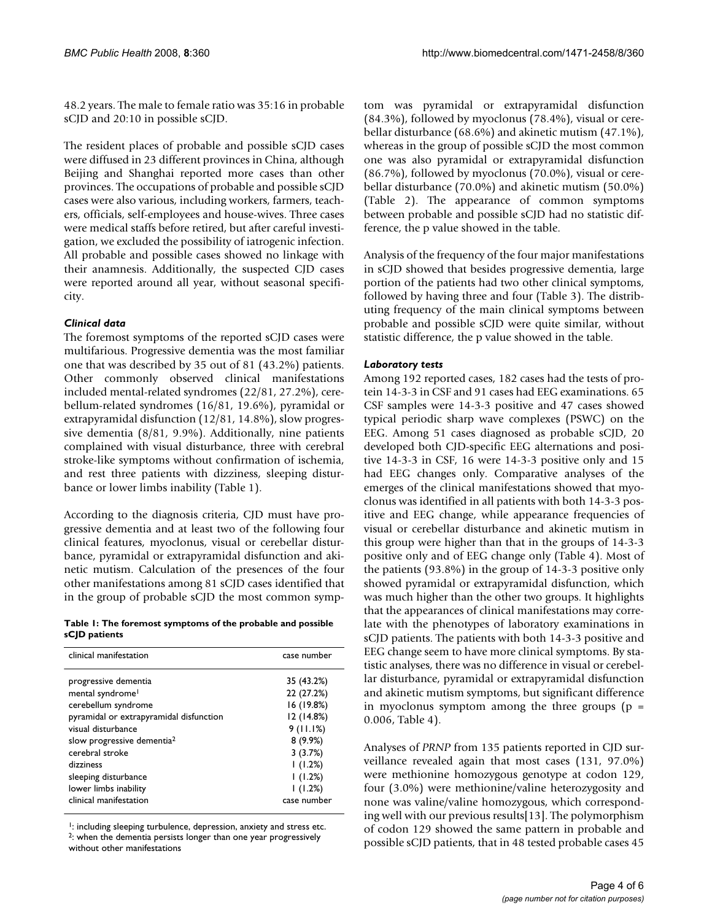48.2 years. The male to female ratio was 35:16 in probable sCJD and 20:10 in possible sCJD.

The resident places of probable and possible sCJD cases were diffused in 23 different provinces in China, although Beijing and Shanghai reported more cases than other provinces. The occupations of probable and possible sCJD cases were also various, including workers, farmers, teachers, officials, self-employees and house-wives. Three cases were medical staffs before retired, but after careful investigation, we excluded the possibility of iatrogenic infection. All probable and possible cases showed no linkage with their anamnesis. Additionally, the suspected CJD cases were reported around all year, without seasonal specificity.

### *Clinical data*

The foremost symptoms of the reported sCJD cases were multifarious. Progressive dementia was the most familiar one that was described by 35 out of 81 (43.2%) patients. Other commonly observed clinical manifestations included mental-related syndromes (22/81, 27.2%), cerebellum-related syndromes (16/81, 19.6%), pyramidal or extrapyramidal disfunction (12/81, 14.8%), slow progressive dementia (8/81, 9.9%). Additionally, nine patients complained with visual disturbance, three with cerebral stroke-like symptoms without confirmation of ischemia, and rest three patients with dizziness, sleeping disturbance or lower limbs inability (Table 1).

According to the diagnosis criteria, CJD must have progressive dementia and at least two of the following four clinical features, myoclonus, visual or cerebellar disturbance, pyramidal or extrapyramidal disfunction and akinetic mutism. Calculation of the presences of the four other manifestations among 81 sCJD cases identified that in the group of probable sCJD the most common symptom was pyramidal or extrapyramidal disfunction (84.3%), followed by myoclonus (78.4%), visual or cerebellar disturbance (68.6%) and akinetic mutism (47.1%), whereas in the group of possible sCJD the most common one was also pyramidal or extrapyramidal disfunction (86.7%), followed by myoclonus (70.0%), visual or cerebellar disturbance (70.0%) and akinetic mutism (50.0%) (Table 2). The appearance of common symptoms between probable and possible sCJD had no statistic difference, the p value showed in the table.

**Table 1: The foremost symptoms of the probable and possible sCJD patients**

| clinical manifestation | case number |
|---|---|
| progressive dementia | 35 (43.2%) |
| mental syndrome[1] | 22 (27.2%) |
| cerebellum syndrome | 16 (19.8%) |
| pyramidal or extrapyramidal disfunction | 12 (14.8%) |
| visual disturbance | 9 (11.1%) |
| slow progressive dementia[2] | 8 (9.9%) |
| cerebral stroke | 3 (3.7%) |
| dizziness | 1 (1.2%) |
| sleeping disturbance | 1 (1.2%) |
| lower limbs inability | 1 (1.2%) |
| clinical manifestation | case number |

[1]: including sleeping turbulence, depression, anxiety and stress etc.
[2]: when the dementia persists longer than one year progressively without other manifestations

Analysis of the frequency of the four major manifestations in sCJD showed that besides progressive dementia, large portion of the patients had two other clinical symptoms, followed by having three and four (Table 3). The distributing frequency of the main clinical symptoms between probable and possible sCJD were quite similar, without statistic difference, the p value showed in the table.

### *Laboratory tests*

Among 192 reported cases, 182 cases had the tests of protein 14-3-3 in CSF and 91 cases had EEG examinations. 65 CSF samples were 14-3-3 positive and 47 cases showed typical periodic sharp wave complexes (PSWC) on the EEG. Among 51 cases diagnosed as probable sCJD, 20 developed both CJD-specific EEG alternations and positive 14-3-3 in CSF, 16 were 14-3-3 positive only and 15 had EEG changes only. Comparative analyses of the emerges of the clinical manifestations showed that myoclonus was identified in all patients with both 14-3-3 positive and EEG change, while appearance frequencies of visual or cerebellar disturbance and akinetic mutism in this group were higher than that in the groups of 14-3-3 positive only and of EEG change only (Table 4). Most of the patients (93.8%) in the group of 14-3-3 positive only showed pyramidal or extrapyramidal disfunction, which was much higher than the other two groups. It highlights that the appearances of clinical manifestations may correlate with the phenotypes of laboratory examinations in sCJD patients. The patients with both 14-3-3 positive and EEG change seem to have more clinical symptoms. By statistic analyses, there was no difference in visual or cerebellar disturbance, pyramidal or extrapyramidal disfunction and akinetic mutism symptoms, but significant difference in myoclonus symptom among the three groups ($p = 0.006$, Table 4).

Analyses of *PRNP* from 135 patients reported in CJD surveillance revealed again that most cases (131, 97.0%) were methionine homozygous genotype at codon 129, four (3.0%) were methionine/valine heterozygosity and none was valine/valine homozygous, which corresponding well with our previous results[13]. The polymorphism of codon 129 showed the same pattern in probable and possible sCJD patients, that in 48 tested probable cases 45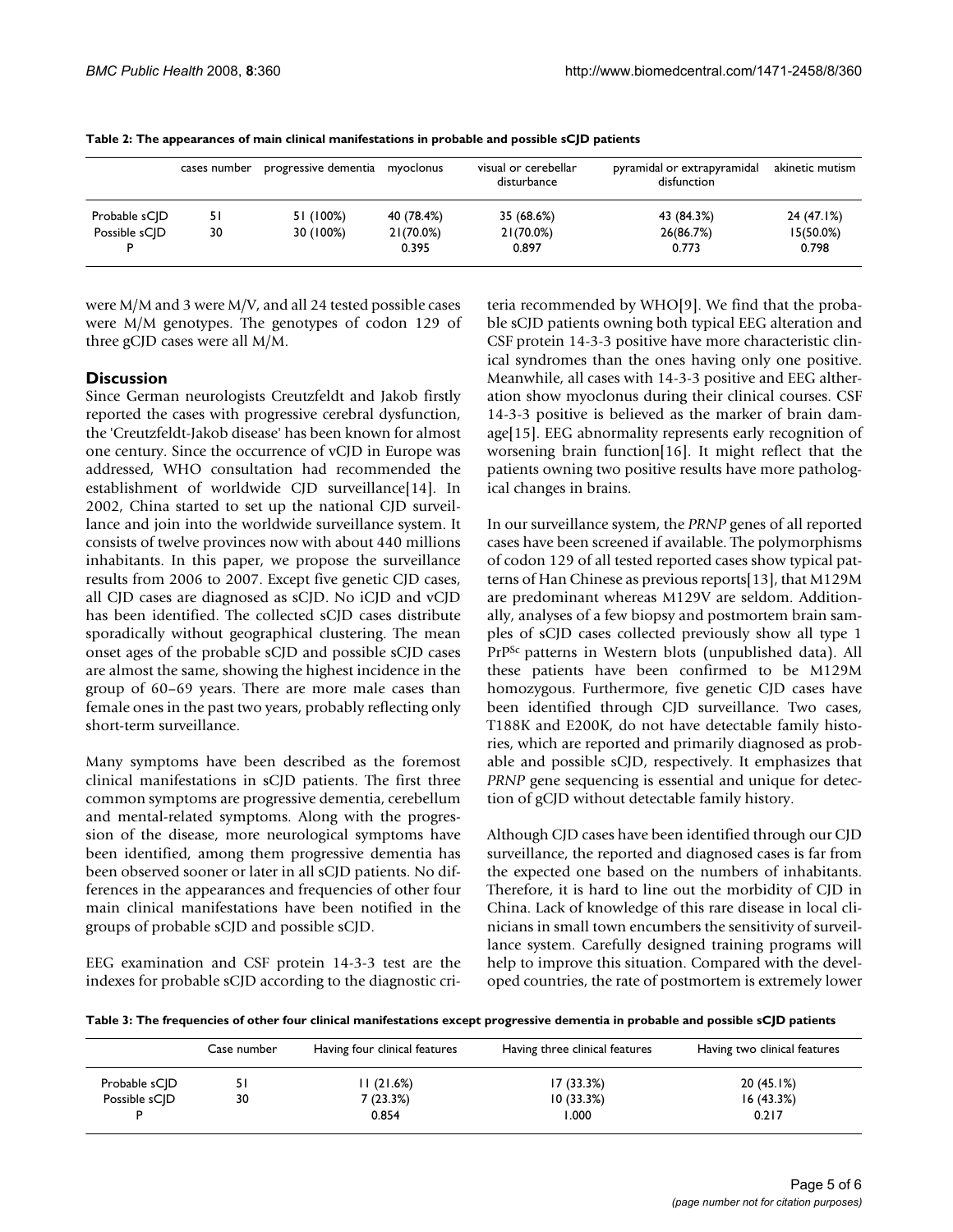**Table 2: The appearances of main clinical manifestations in probable and possible sCJD patients**

| | cases number | progressive dementia | myoclonus | visual or cerebellar disturbance | pyramidal or extrapyramidal disfunction | akinetic mutism |
|---|---|---|---|---|---|---|
| Probable sCJD | 51 | 51 (100%) | 40 (78.4%) | 35 (68.6%) | 43 (84.3%) | 24 (47.1%) |
| Possible sCJD | 30 | 30 (100%) | 21(70.0%) | 21(70.0%) | 26(86.7%) | 15(50.0%) |
| P | | | 0.395 | 0.897 | 0.773 | 0.798 |

were M/M and 3 were M/V, and all 24 tested possible cases were M/M genotypes. The genotypes of codon 129 of three gCJD cases were all M/M.

## Discussion

Since German neurologists Creutzfeldt and Jakob firstly reported the cases with progressive cerebral dysfunction, the 'Creutzfeldt-Jakob disease' has been known for almost one century. Since the occurrence of vCJD in Europe was addressed, WHO consultation had recommended the establishment of worldwide CJD surveillance[14]. In 2002, China started to set up the national CJD surveillance and join into the worldwide surveillance system. It consists of twelve provinces now with about 440 millions inhabitants. In this paper, we propose the surveillance results from 2006 to 2007. Except five genetic CJD cases, all CJD cases are diagnosed as sCJD. No iCJD and vCJD has been identified. The collected sCJD cases distribute sporadically without geographical clustering. The mean onset ages of the probable sCJD and possible sCJD cases are almost the same, showing the highest incidence in the group of 60–69 years. There are more male cases than female ones in the past two years, probably reflecting only short-term surveillance.

Many symptoms have been described as the foremost clinical manifestations in sCJD patients. The first three common symptoms are progressive dementia, cerebellum and mental-related symptoms. Along with the progression of the disease, more neurological symptoms have been identified, among them progressive dementia has been observed sooner or later in all sCJD patients. No differences in the appearances and frequencies of other four main clinical manifestations have been notified in the groups of probable sCJD and possible sCJD.

EEG examination and CSF protein 14-3-3 test are the indexes for probable sCJD according to the diagnostic criteria recommended by WHO[9]. We find that the probable sCJD patients owning both typical EEG alteration and CSF protein 14-3-3 positive have more characteristic clinical syndromes than the ones having only one positive. Meanwhile, all cases with 14-3-3 positive and EEG altheration show myoclonus during their clinical courses. CSF 14-3-3 positive is believed as the marker of brain damage[15]. EEG abnormality represents early recognition of worsening brain function[16]. It might reflect that the patients owning two positive results have more pathological changes in brains.

In our surveillance system, the *PRNP* genes of all reported cases have been screened if available. The polymorphisms of codon 129 of all tested reported cases show typical patterns of Han Chinese as previous reports[13], that M129M are predominant whereas M129V are seldom. Additionally, analyses of a few biopsy and postmortem brain samples of sCJD cases collected previously show all type 1 $PrP^{Sc}$ patterns in Western blots (unpublished data). All these patients have been confirmed to be M129M homozygous. Furthermore, five genetic CJD cases have been identified through CJD surveillance. Two cases, T188K and E200K, do not have detectable family histories, which are reported and primarily diagnosed as probable and possible sCJD, respectively. It emphasizes that *PRNP* gene sequencing is essential and unique for detection of gCJD without detectable family history.

Although CJD cases have been identified through our CJD surveillance, the reported and diagnosed cases is far from the expected one based on the numbers of inhabitants. Therefore, it is hard to line out the morbidity of CJD in China. Lack of knowledge of this rare disease in local clinicians in small town encumbers the sensitivity of surveillance system. Carefully designed training programs will help to improve this situation. Compared with the developed countries, the rate of postmortem is extremely lower

**Table 3: The frequencies of other four clinical manifestations except progressive dementia in probable and possible sCJD patients**

| | Case number | Having four clinical features | Having three clinical features | Having two clinical features |
|---|---|---|---|---|
| Probable sCJD | 51 | 11 (21.6%) | 17 (33.3%) | 20 (45.1%) |
| Possible sCJD | 30 | 7 (23.3%) | 10 (33.3%) | 16 (43.3%) |
| P | | 0.854 | 1.000 | 0.217 |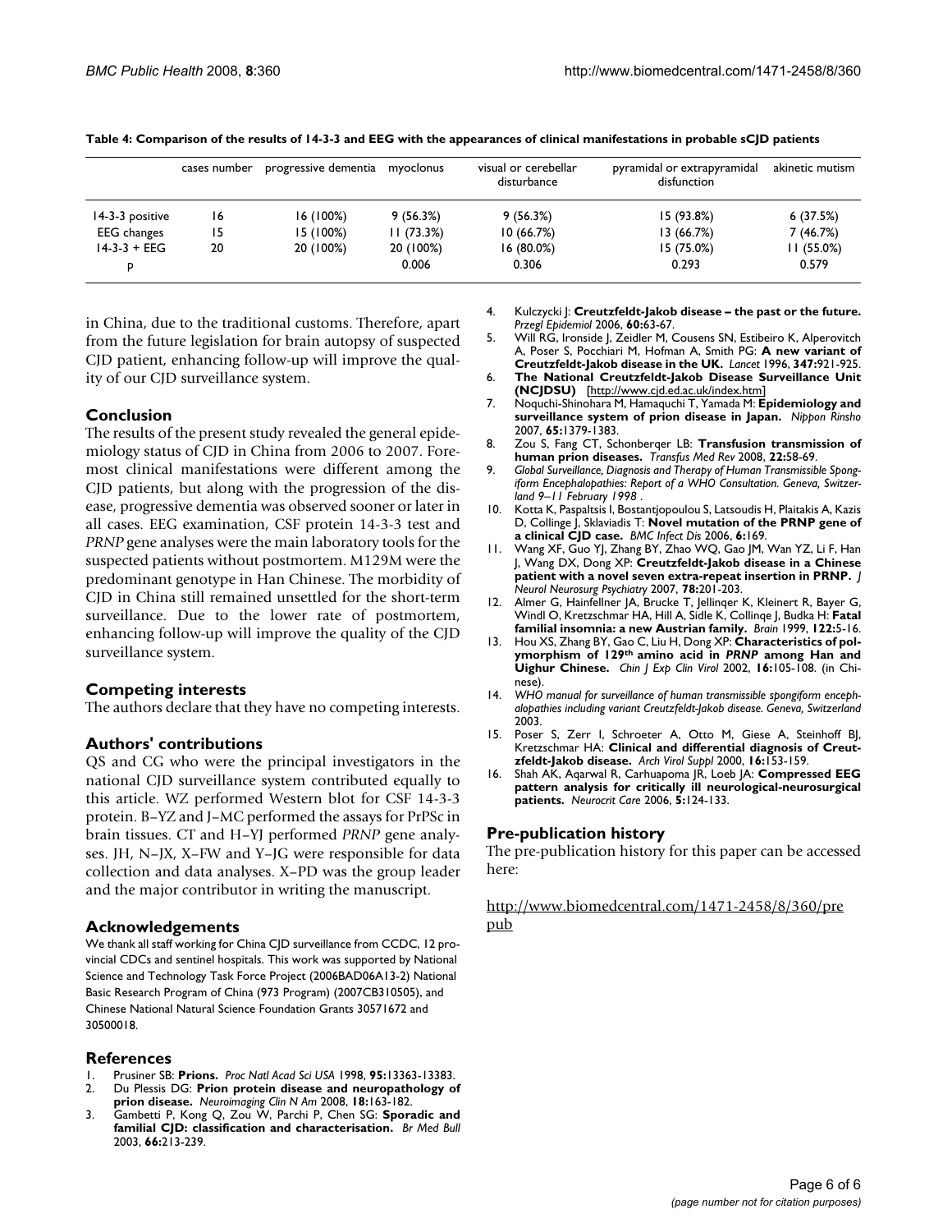**Table 4: Comparison of the results of 14-3-3 and EEG with the appearances of clinical manifestations in probable sCJD patients**

| | cases number | progressive dementia | myoclonus | visual or cerebellar disturbance | pyramidal or extrapyramidal disfunction | akinetic mutism |
|---|---|---|---|---|---|---|
| 14-3-3 positive | 16 | 16 (100%) | 9 (56.3%) | 9 (56.3%) | 15 (93.8%) | 6 (37.5%) |
| EEG changes | 15 | 15 (100%) | 11 (73.3%) | 10 (66.7%) | 13 (66.7%) | 7 (46.7%) |
| 14-3-3 + EEG | 20 | 20 (100%) | 20 (100%) | 16 (80.0%) | 15 (75.0%) | 11 (55.0%) |
| p | | | 0.006 | 0.306 | 0.293 | 0.579 |

in China, due to the traditional customs. Therefore, apart from the future legislation for brain autopsy of suspected CJD patient, enhancing follow-up will improve the quality of our CJD surveillance system.

## Conclusion

The results of the present study revealed the general epidemiology status of CJD in China from 2006 to 2007. Foremost clinical manifestations were different among the CJD patients, but along with the progression of the disease, progressive dementia was observed sooner or later in all cases. EEG examination, CSF protein 14-3-3 test and *PRNP* gene analyses were the main laboratory tools for the suspected patients without postmortem. M129M were the predominant genotype in Han Chinese. The morbidity of CJD in China still remained unsettled for the short-term surveillance. Due to the lower rate of postmortem, enhancing follow-up will improve the quality of the CJD surveillance system.

## Competing interests

The authors declare that they have no competing interests.

## Authors' contributions

QS and CG who were the principal investigators in the national CJD surveillance system contributed equally to this article. WZ performed Western blot for CSF 14-3-3 protein. B–YZ and J–MC performed the assays for PrPSc in brain tissues. CT and H–YJ performed *PRNP* gene analyses. JH, N–JX, X–FW and Y–JG were responsible for data collection and data analyses. X–PD was the group leader and the major contributor in writing the manuscript.

## Acknowledgements

We thank all staff working for China CJD surveillance from CCDC, 12 provincial CDCs and sentinel hospitals. This work was supported by National Science and Technology Task Force Project (2006BAD06A13-2) National Basic Research Program of China (973 Program) (2007CB310505), and Chinese National Natural Science Foundation Grants 30571672 and 30500018.

## References

1. Prusiner SB: **Prions.** *Proc Natl Acad Sci USA* 1998, **95:**13363-13383.
2. Du Plessis DG: **Prion protein disease and neuropathology of prion disease.** *Neuroimaging Clin N Am* 2008, **18:**163-182.
3. Gambetti P, Kong Q, Zou W, Parchi P, Chen SG: **Sporadic and familial CJD: classification and characterisation.** *Br Med Bull* 2003, **66:**213-239.
4. Kulczycki J: **Creutzfeldt-Jakob disease – the past or the future.** *Przegl Epidemiol* 2006, **60:**63-67.
5. Will RG, Ironside J, Zeidler M, Cousens SN, Estibeiro K, Alperovitch A, Poser S, Pocchiari M, Hofman A, Smith PG: **A new variant of Creutzfeldt-Jakob disease in the UK.** *Lancet* 1996, **347:**921-925.
6. **The National Creutzfeldt-Jakob Disease Surveillance Unit (NCJDSU)** [http://www.cjd.ed.ac.uk/index.htm]
7. Noguchi-Shinohara M, Hamaguchi T, Yamada M: **Epidemiology and surveillance system of prion disease in Japan.** *Nippon Rinsho* 2007, **65:**1379-1383.
8. Zou S, Fang CT, Schonberger LB: **Transfusion transmission of human prion diseases.** *Transfus Med Rev* 2008, **22:**58-69.
9. *Global Surveillance, Diagnosis and Therapy of Human Transmissible Spongiform Encephalopathies: Report of a WHO Consultation. Geneva, Switzerland 9–11 February 1998* .
10. Kotta K, Paspaltsis I, Bostantjopoulou S, Latsoudis H, Plaitakis A, Kazis D, Collinge J, Sklaviadis T: **Novel mutation of the PRNP gene of a clinical CJD case.** *BMC Infect Dis* 2006, **6:**169.
11. Wang XF, Guo YJ, Zhang BY, Zhao WQ, Gao JM, Wan YZ, Li F, Han J, Wang DX, Dong XP: **Creutzfeldt-Jakob disease in a Chinese patient with a novel seven extra-repeat insertion in PRNP.** *J Neurol Neurosurg Psychiatry* 2007, **78:**201-203.
12. Almer G, Hainfellner JA, Brucke T, Jellinger K, Kleinert R, Bayer G, Windl O, Kretzschmar HA, Hill A, Sidle K, Collinge J, Budka H: **Fatal familial insomnia: a new Austrian family.** *Brain* 1999, **122:**5-16.
13. Hou XS, Zhang BY, Gao C, Liu H, Dong XP: **Characteristics of polymorphism of 129th amino acid in *PRNP* among Han and Uighur Chinese.** *Chin J Exp Clin Virol* 2002, **16:**105-108. (in Chinese).
14. *WHO manual for surveillance of human transmissible spongiform encephalopathies including variant Creutzfeldt-Jakob disease. Geneva, Switzerland* 2003.
15. Poser S, Zerr I, Schroeter A, Otto M, Giese A, Steinhoff BJ, Kretzschmar HA: **Clinical and differential diagnosis of Creutzfeldt-Jakob disease.** *Arch Virol Suppl* 2000, **16:**153-159.
16. Shah AK, Agarwal R, Carhuapoma JR, Loeb JA: **Compressed EEG pattern analysis for critically ill neurological-neurosurgical patients.** *Neurocrit Care* 2006, **5:**124-133.

## Pre-publication history

The pre-publication history for this paper can be accessed here:

http://www.biomedcentral.com/1471-2458/8/360/prepub